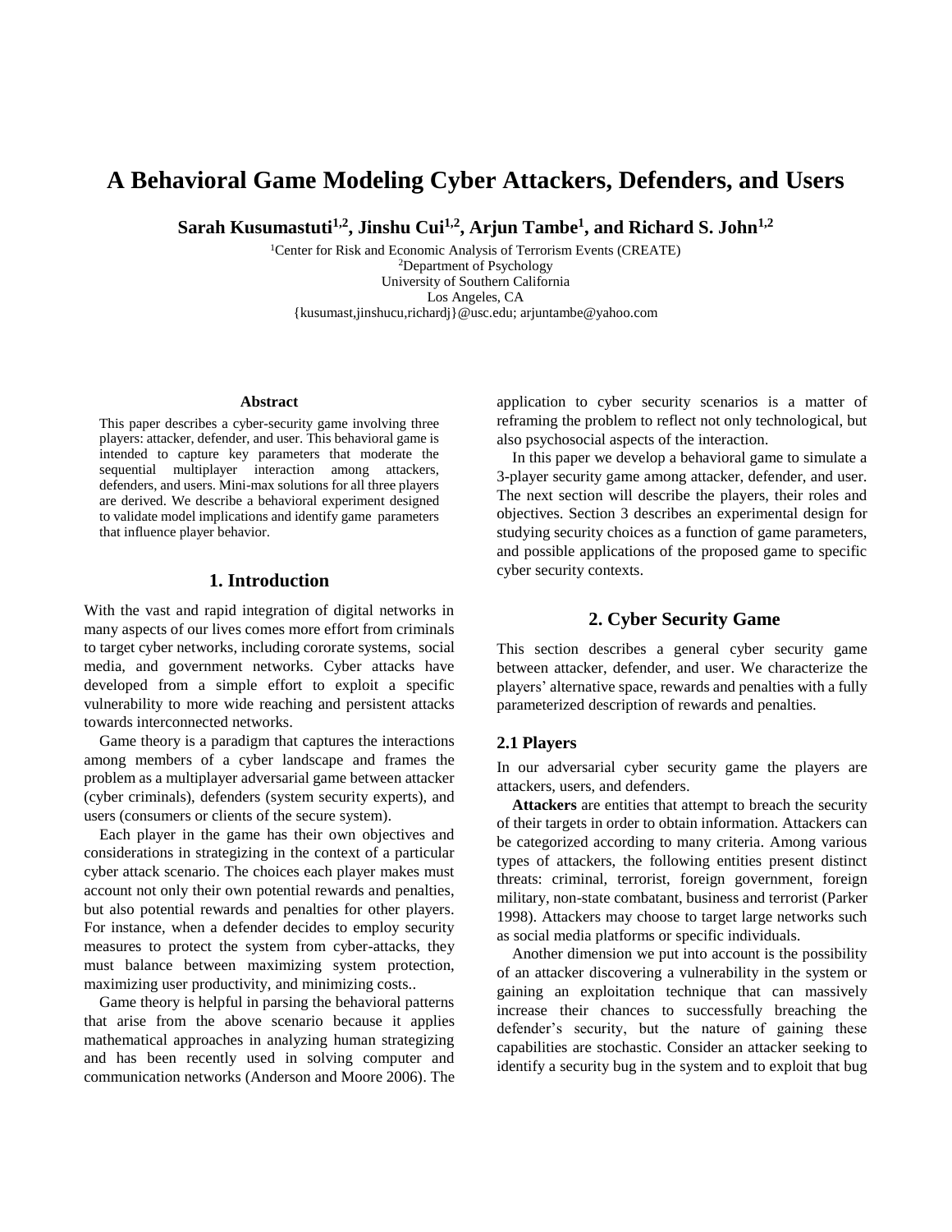# A Behavioral Game Modeling Cyber Attackers, Defenders, and Users

**Sarah Kusumastuti[1,2], Jinshu Cui[1,2], Arjun Tambe[1], and Richard S. John[1,2]**

[1]Center for Risk and Economic Analysis of Terrorism Events (CREATE)
[2]Department of Psychology
University of Southern California
Los Angeles, CA
{kusumast,jinshucu,richardj}@usc.edu; arjuntambe@yahoo.com

### Abstract

This paper describes a cyber-security game involving three players: attacker, defender, and user. This behavioral game is intended to capture key parameters that moderate the sequential multiplayer interaction among attackers, defenders, and users. Mini-max solutions for all three players are derived. We describe a behavioral experiment designed to validate model implications and identify game parameters that influence player behavior.

## 1. Introduction

With the vast and rapid integration of digital networks in many aspects of our lives comes more effort from criminals to target cyber networks, including cororate systems, social media, and government networks. Cyber attacks have developed from a simple effort to exploit a specific vulnerability to more wide reaching and persistent attacks towards interconnected networks.

Game theory is a paradigm that captures the interactions among members of a cyber landscape and frames the problem as a multiplayer adversarial game between attacker (cyber criminals), defenders (system security experts), and users (consumers or clients of the secure system).

Each player in the game has their own objectives and considerations in strategizing in the context of a particular cyber attack scenario. The choices each player makes must account not only their own potential rewards and penalties, but also potential rewards and penalties for other players. For instance, when a defender decides to employ security measures to protect the system from cyber-attacks, they must balance between maximizing system protection, maximizing user productivity, and minimizing costs..

Game theory is helpful in parsing the behavioral patterns that arise from the above scenario because it applies mathematical approaches in analyzing human strategizing and has been recently used in solving computer and communication networks (Anderson and Moore 2006). The application to cyber security scenarios is a matter of reframing the problem to reflect not only technological, but also psychosocial aspects of the interaction.

In this paper we develop a behavioral game to simulate a 3-player security game among attacker, defender, and user. The next section will describe the players, their roles and objectives. Section 3 describes an experimental design for studying security choices as a function of game parameters, and possible applications of the proposed game to specific cyber security contexts.

## 2. Cyber Security Game

This section describes a general cyber security game between attacker, defender, and user. We characterize the players' alternative space, rewards and penalties with a fully parameterized description of rewards and penalties.

### 2.1 Players

In our adversarial cyber security game the players are attackers, users, and defenders.

**Attackers** are entities that attempt to breach the security of their targets in order to obtain information. Attackers can be categorized according to many criteria. Among various types of attackers, the following entities present distinct threats: criminal, terrorist, foreign government, foreign military, non-state combatant, business and terrorist (Parker 1998). Attackers may choose to target large networks such as social media platforms or specific individuals.

Another dimension we put into account is the possibility of an attacker discovering a vulnerability in the system or gaining an exploitation technique that can massively increase their chances to successfully breaching the defender's security, but the nature of gaining these capabilities are stochastic. Consider an attacker seeking to identify a security bug in the system and to exploit that bug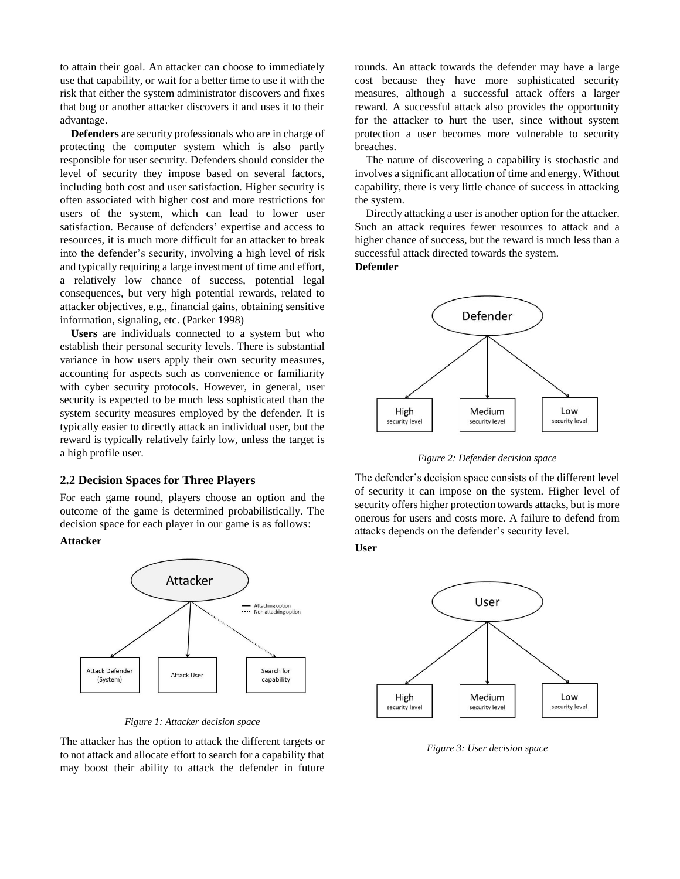to attain their goal. An attacker can choose to immediately use that capability, or wait for a better time to use it with the risk that either the system administrator discovers and fixes that bug or another attacker discovers it and uses it to their advantage.

**Defenders** are security professionals who are in charge of protecting the computer system which is also partly responsible for user security. Defenders should consider the level of security they impose based on several factors, including both cost and user satisfaction. Higher security is often associated with higher cost and more restrictions for users of the system, which can lead to lower user satisfaction. Because of defenders' expertise and access to resources, it is much more difficult for an attacker to break into the defender's security, involving a high level of risk and typically requiring a large investment of time and effort, a relatively low chance of success, potential legal consequences, but very high potential rewards, related to attacker objectives, e.g., financial gains, obtaining sensitive information, signaling, etc. (Parker 1998)

**Users** are individuals connected to a system but who establish their personal security levels. There is substantial variance in how users apply their own security measures, accounting for aspects such as convenience or familiarity with cyber security protocols. However, in general, user security is expected to be much less sophisticated than the system security measures employed by the defender. It is typically easier to directly attack an individual user, but the reward is typically relatively fairly low, unless the target is a high profile user.

## 2.2 Decision Spaces for Three Players

For each game round, players choose an option and the outcome of the game is determined probabilistically. The decision space for each player in our game is as follows:

**Attacker**

*Figure 1: Attacker decision space*

The attacker has the option to attack the different targets or to not attack and allocate effort to search for a capability that may boost their ability to attack the defender in future rounds. An attack towards the defender may have a large cost because they have more sophisticated security measures, although a successful attack offers a larger reward. A successful attack also provides the opportunity for the attacker to hurt the user, since without system protection a user becomes more vulnerable to security breaches.

The nature of discovering a capability is stochastic and involves a significant allocation of time and energy. Without capability, there is very little chance of success in attacking the system.

Directly attacking a user is another option for the attacker. Such an attack requires fewer resources to attack and a higher chance of success, but the reward is much less than a successful attack directed towards the system.

**Defender**

*Figure 2: Defender decision space*

The defender's decision space consists of the different level of security it can impose on the system. Higher level of security offers higher protection towards attacks, but is more onerous for users and costs more. A failure to defend from attacks depends on the defender's security level.

**User**

*Figure 3: User decision space*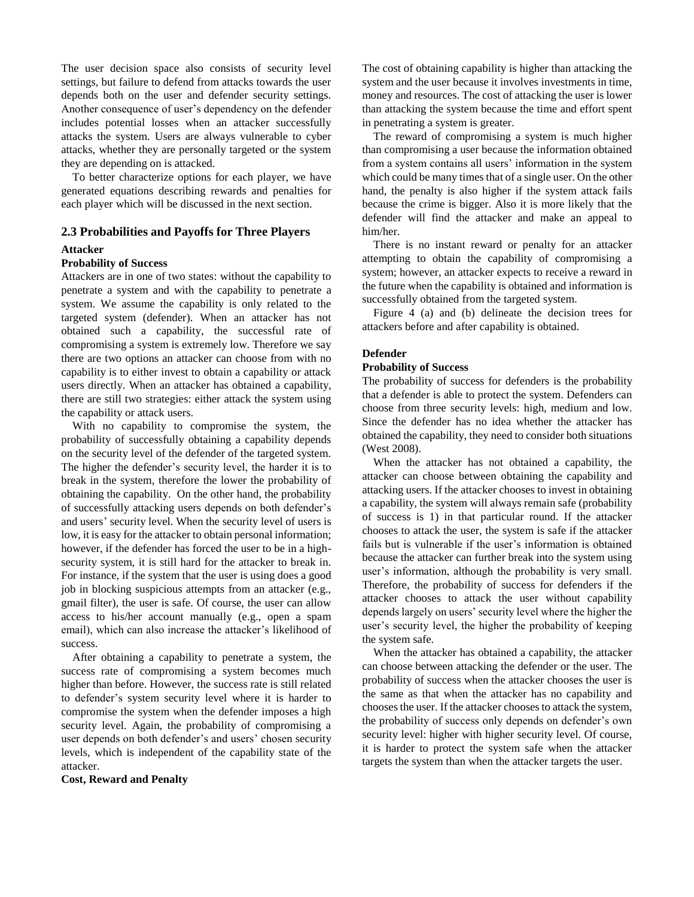The user decision space also consists of security level settings, but failure to defend from attacks towards the user depends both on the user and defender security settings. Another consequence of user's dependency on the defender includes potential losses when an attacker successfully attacks the system. Users are always vulnerable to cyber attacks, whether they are personally targeted or the system they are depending on is attacked.

To better characterize options for each player, we have generated equations describing rewards and penalties for each player which will be discussed in the next section.

## 2.3 Probabilities and Payoffs for Three Players

**Attacker**

**Probability of Success**

Attackers are in one of two states: without the capability to penetrate a system and with the capability to penetrate a system. We assume the capability is only related to the targeted system (defender). When an attacker has not obtained such a capability, the successful rate of compromising a system is extremely low. Therefore we say there are two options an attacker can choose from with no capability is to either invest to obtain a capability or attack users directly. When an attacker has obtained a capability, there are still two strategies: either attack the system using the capability or attack users.

With no capability to compromise the system, the probability of successfully obtaining a capability depends on the security level of the defender of the targeted system. The higher the defender's security level, the harder it is to break in the system, therefore the lower the probability of obtaining the capability. On the other hand, the probability of successfully attacking users depends on both defender's and users' security level. When the security level of users is low, it is easy for the attacker to obtain personal information; however, if the defender has forced the user to be in a high-security system, it is still hard for the attacker to break in. For instance, if the system that the user is using does a good job in blocking suspicious attempts from an attacker (e.g., gmail filter), the user is safe. Of course, the user can allow access to his/her account manually (e.g., open a spam email), which can also increase the attacker's likelihood of success.

After obtaining a capability to penetrate a system, the success rate of compromising a system becomes much higher than before. However, the success rate is still related to defender's system security level where it is harder to compromise the system when the defender imposes a high security level. Again, the probability of compromising a user depends on both defender's and users' chosen security levels, which is independent of the capability state of the attacker.

**Cost, Reward and Penalty**

The cost of obtaining capability is higher than attacking the system and the user because it involves investments in time, money and resources. The cost of attacking the user is lower than attacking the system because the time and effort spent in penetrating a system is greater.

The reward of compromising a system is much higher than compromising a user because the information obtained from a system contains all users' information in the system which could be many times that of a single user. On the other hand, the penalty is also higher if the system attack fails because the crime is bigger. Also it is more likely that the defender will find the attacker and make an appeal to him/her.

There is no instant reward or penalty for an attacker attempting to obtain the capability of compromising a system; however, an attacker expects to receive a reward in the future when the capability is obtained and information is successfully obtained from the targeted system.

Figure 4 (a) and (b) delineate the decision trees for attackers before and after capability is obtained.

**Defender**

**Probability of Success**

The probability of success for defenders is the probability that a defender is able to protect the system. Defenders can choose from three security levels: high, medium and low. Since the defender has no idea whether the attacker has obtained the capability, they need to consider both situations (West 2008).

When the attacker has not obtained a capability, the attacker can choose between obtaining the capability and attacking users. If the attacker chooses to invest in obtaining a capability, the system will always remain safe (probability of success is 1) in that particular round. If the attacker chooses to attack the user, the system is safe if the attacker fails but is vulnerable if the user's information is obtained because the attacker can further break into the system using user's information, although the probability is very small. Therefore, the probability of success for defenders if the attacker chooses to attack the user without capability depends largely on users' security level where the higher the user's security level, the higher the probability of keeping the system safe.

When the attacker has obtained a capability, the attacker can choose between attacking the defender or the user. The probability of success when the attacker chooses the user is the same as that when the attacker has no capability and chooses the user. If the attacker chooses to attack the system, the probability of success only depends on defender's own security level: higher with higher security level. Of course, it is harder to protect the system safe when the attacker targets the system than when the attacker targets the user.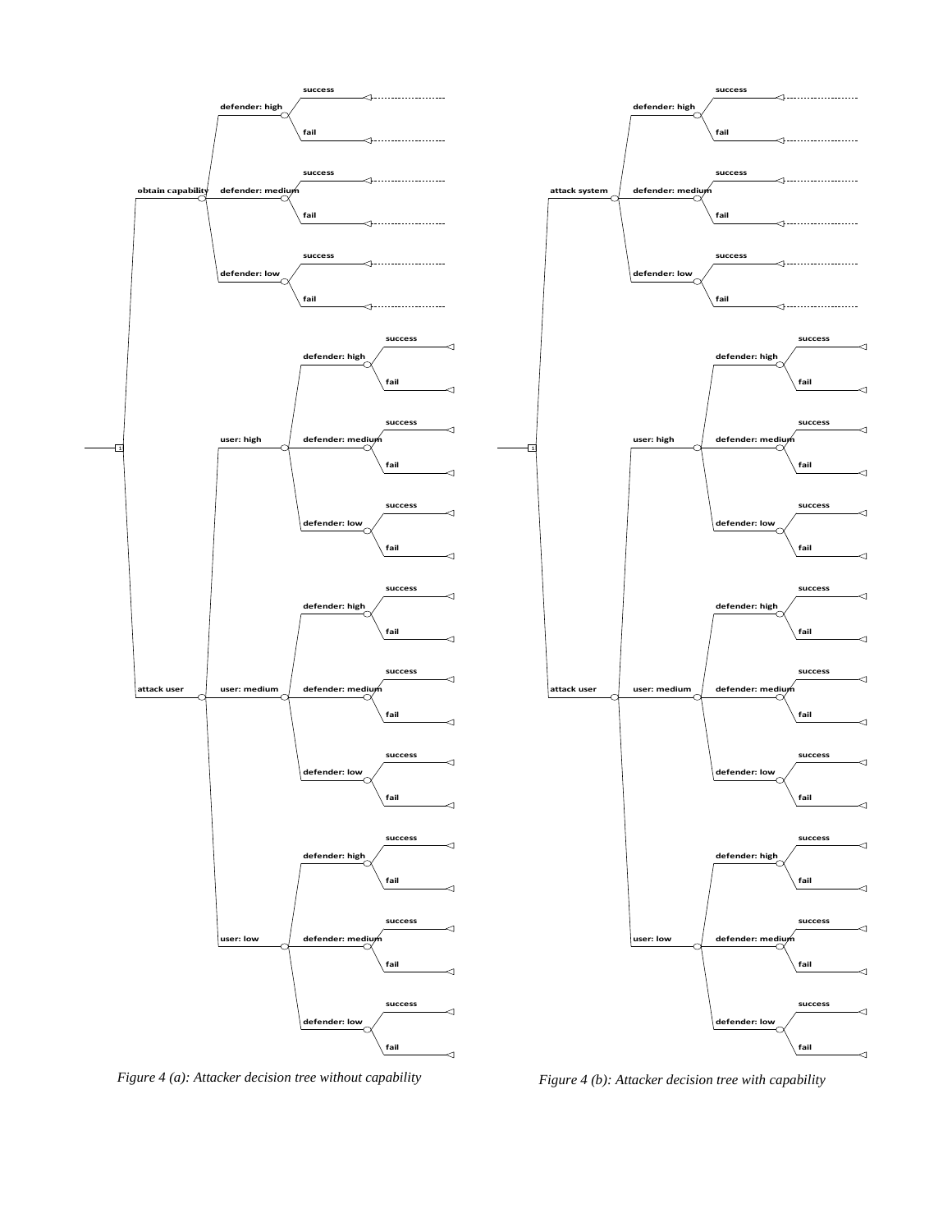*Figure 4 (a): Attacker decision tree without capability*

*Figure 4 (b): Attacker decision tree with capability*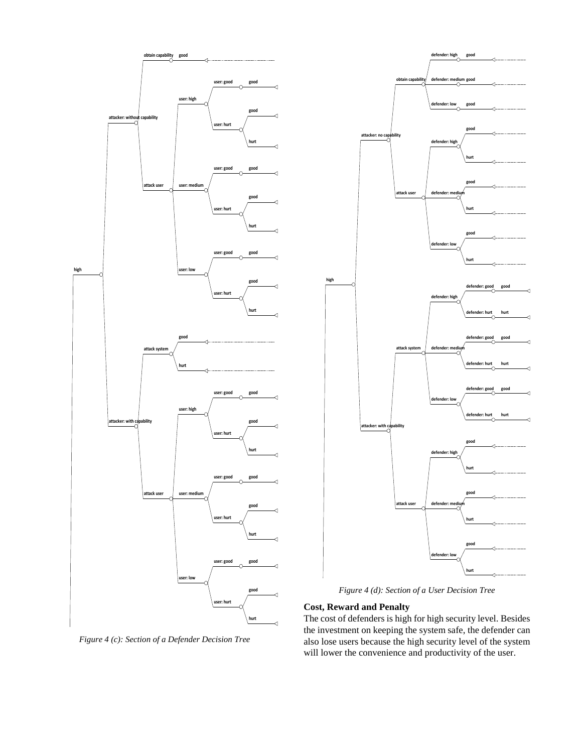Figure 4 (c): Section of a Defender Decision Tree

Figure 4 (d): Section of a User Decision Tree

**Cost, Reward and Penalty**

The cost of defenders is high for high security level. Besides the investment on keeping the system safe, the defender can also lose users because the high security level of the system will lower the convenience and productivity of the user.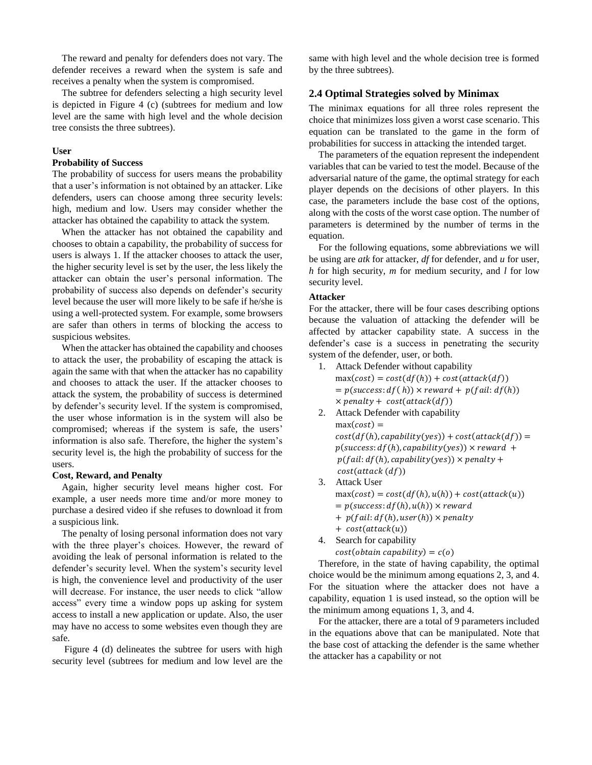The reward and penalty for defenders does not vary. The defender receives a reward when the system is safe and receives a penalty when the system is compromised.

The subtree for defenders selecting a high security level is depicted in Figure 4 (c) (subtrees for medium and low level are the same with high level and the whole decision tree consists the three subtrees).

**User**

**Probability of Success**

The probability of success for users means the probability that a user's information is not obtained by an attacker. Like defenders, users can choose among three security levels: high, medium and low. Users may consider whether the attacker has obtained the capability to attack the system.

When the attacker has not obtained the capability and chooses to obtain a capability, the probability of success for users is always 1. If the attacker chooses to attack the user, the higher security level is set by the user, the less likely the attacker can obtain the user's personal information. The probability of success also depends on defender's security level because the user will more likely to be safe if he/she is using a well-protected system. For example, some browsers are safer than others in terms of blocking the access to suspicious websites.

When the attacker has obtained the capability and chooses to attack the user, the probability of escaping the attack is again the same with that when the attacker has no capability and chooses to attack the user. If the attacker chooses to attack the system, the probability of success is determined by defender's security level. If the system is compromised, the user whose information is in the system will also be compromised; whereas if the system is safe, the users' information is also safe. Therefore, the higher the system's security level is, the high the probability of success for the users.

**Cost, Reward, and Penalty**

Again, higher security level means higher cost. For example, a user needs more time and/or more money to purchase a desired video if she refuses to download it from a suspicious link.

The penalty of losing personal information does not vary with the three player's choices. However, the reward of avoiding the leak of personal information is related to the defender's security level. When the system's security level is high, the convenience level and productivity of the user will decrease. For instance, the user needs to click "allow access" every time a window pops up asking for system access to install a new application or update. Also, the user may have no access to some websites even though they are safe.

Figure 4 (d) delineates the subtree for users with high security level (subtrees for medium and low level are the same with high level and the whole decision tree is formed by the three subtrees).

## 2.4 Optimal Strategies solved by Minimax

The minimax equations for all three roles represent the choice that minimizes loss given a worst case scenario. This equation can be translated to the game in the form of probabilities for success in attacking the intended target.

The parameters of the equation represent the independent variables that can be varied to test the model. Because of the adversarial nature of the game, the optimal strategy for each player depends on the decisions of other players. In this case, the parameters include the base cost of the options, along with the costs of the worst case option. The number of parameters is determined by the number of terms in the equation.

For the following equations, some abbreviations we will be using are *atk* for attacker, *df* for defender, and *u* for user, *h* for high security, *m* for medium security, and *l* for low security level.

**Attacker**

For the attacker, there will be four cases describing options because the valuation of attacking the defender will be affected by attacker capability state. A success in the defender's case is a success in penetrating the security system of the defender, user, or both.

1. Attack Defender without capability
$$\max(cost) = cost(df(h)) + cost(attack(df)) = p(success\colon df(h)) \times reward + p(fail\colon df(h)) \times penalty + cost(attack(df))$$
2. Attack Defender with capability
$$\max(cost) = cost(df(h), capability(yes)) + cost(attack(df)) = p(success\colon df(h), capability(yes)) \times reward + p(fail\colon df(h), capability(yes)) \times penalty + cost(attack\ (df))$$
3. Attack User
$$\max(cost) = cost(df(h), u(h)) + cost(attack(u)) = p(success\colon df(h), u(h)) \times reward + p(fail\colon df(h), user(h)) \times penalty + cost(attack(u))$$
4. Search for capability
$$cost(obtain\ capability) = c(o)$$

Therefore, in the state of having capability, the optimal choice would be the minimum among equations 2, 3, and 4. For the situation where the attacker does not have a capability, equation 1 is used instead, so the option will be the minimum among equations 1, 3, and 4.

For the attacker, there are a total of 9 parameters included in the equations above that can be manipulated. Note that the base cost of attacking the defender is the same whether the attacker has a capability or not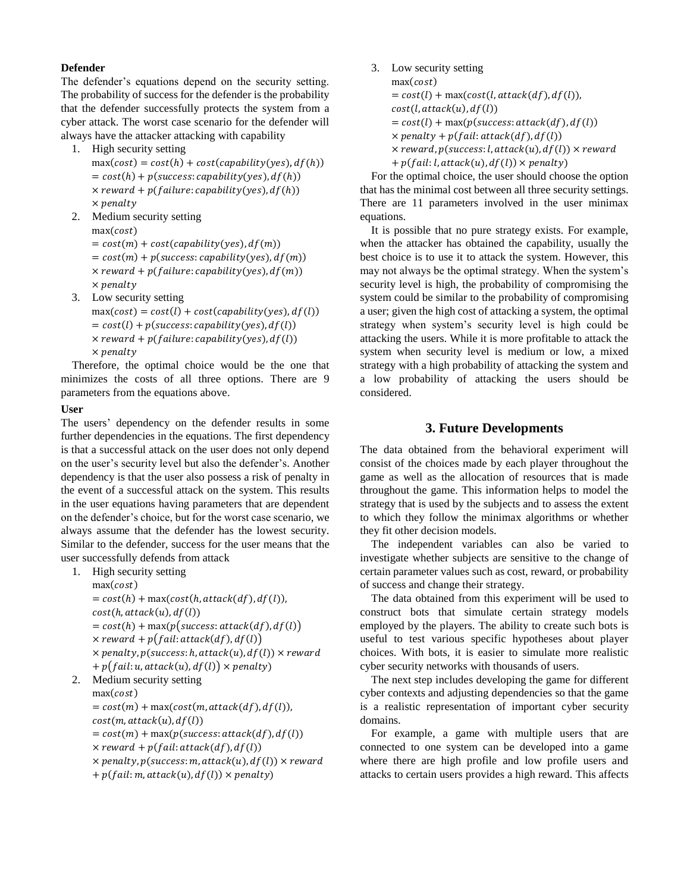**Defender**

The defender's equations depend on the security setting. The probability of success for the defender is the probability that the defender successfully protects the system from a cyber attack. The worst case scenario for the defender will always have the attacker attacking with capability

1. High security setting

$$\max(cost) = cost(h) + cost(capability(yes), df(h)) = cost(h) + p(success{:}\,capability(yes), df(h)) \times reward + p(failure{:}\,capability(yes), df(h)) \times penalty$$

2. Medium security setting

$$\max(cost) = cost(m) + cost(capability(yes), df(m)) = cost(m) + p(success{:}\,capability(yes), df(m)) \times reward + p(failure{:}\,capability(yes), df(m)) \times penalty$$

3. Low security setting

$$\max(cost) = cost(l) + cost(capability(yes), df(l)) = cost(l) + p(success{:}\,capability(yes), df(l)) \times reward + p(failure{:}\,capability(yes), df(l)) \times penalty$$

Therefore, the optimal choice would be the one that minimizes the costs of all three options. There are 9 parameters from the equations above.

**User**

The users' dependency on the defender results in some further dependencies in the equations. The first dependency is that a successful attack on the user does not only depend on the user's security level but also the defender's. Another dependency is that the user also possess a risk of penalty in the event of a successful attack on the system. This results in the user equations having parameters that are dependent on the defender's choice, but for the worst case scenario, we always assume that the defender has the lowest security. Similar to the defender, success for the user means that the user successfully defends from attack

1. High security setting

$$\max(cost) = cost(h) + \max(cost(h, attack(df), df(l)), cost(h, attack(u), df(l)) = cost(h) + \max(p(success{:}\,attack(df), df(l)) \times reward + p(fail{:}\,attack(df), df(l)) \times penalty, p(success{:}\,h, attack(u), df(l)) \times reward + p(fail{:}\,u, attack(u), df(l)) \times penalty)$$

2. Medium security setting

$$\max(cost) = cost(m) + \max(cost(m, attack(df), df(l)), cost(m, attack(u), df(l)) = cost(m) + \max(p(success{:}\,attack(df), df(l)) \times reward + p(fail{:}\,attack(df), df(l)) \times penalty, p(success{:}\,m, attack(u), df(l)) \times reward + p(fail{:}\,m, attack(u), df(l)) \times penalty)$$

3. Low security setting

$$\max(cost) = cost(l) + \max(cost(l, attack(df), df(l)), cost(l, attack(u), df(l)) = cost(l) + \max(p(success{:}\,attack(df), df(l)) \times penalty + p(fail{:}\,attack(df), df(l)) \times reward, p(success{:}\,l, attack(u), df(l)) \times reward + p(fail{:}\,l, attack(u), df(l)) \times penalty)$$

For the optimal choice, the user should choose the option that has the minimal cost between all three security settings. There are 11 parameters involved in the user minimax equations.

It is possible that no pure strategy exists. For example, when the attacker has obtained the capability, usually the best choice is to use it to attack the system. However, this may not always be the optimal strategy. When the system's security level is high, the probability of compromising the system could be similar to the probability of compromising a user; given the high cost of attacking a system, the optimal strategy when system's security level is high could be attacking the users. While it is more profitable to attack the system when security level is medium or low, a mixed strategy with a high probability of attacking the system and a low probability of attacking the users should be considered.

## 3. Future Developments

The data obtained from the behavioral experiment will consist of the choices made by each player throughout the game as well as the allocation of resources that is made throughout the game. This information helps to model the strategy that is used by the subjects and to assess the extent to which they follow the minimax algorithms or whether they fit other decision models.

The independent variables can also be varied to investigate whether subjects are sensitive to the change of certain parameter values such as cost, reward, or probability of success and change their strategy.

The data obtained from this experiment will be used to construct bots that simulate certain strategy models employed by the players. The ability to create such bots is useful to test various specific hypotheses about player choices. With bots, it is easier to simulate more realistic cyber security networks with thousands of users.

The next step includes developing the game for different cyber contexts and adjusting dependencies so that the game is a realistic representation of important cyber security domains.

For example, a game with multiple users that are connected to one system can be developed into a game where there are high profile and low profile users and attacks to certain users provides a high reward. This affects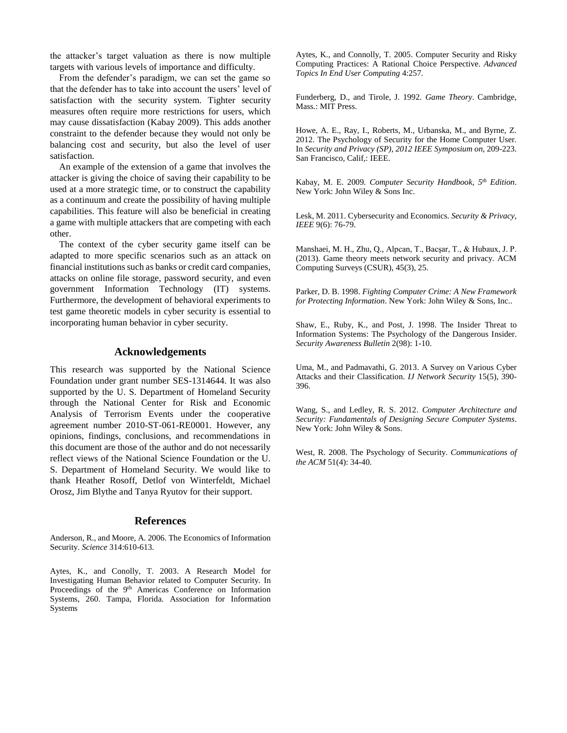the attacker's target valuation as there is now multiple targets with various levels of importance and difficulty.

From the defender's paradigm, we can set the game so that the defender has to take into account the users' level of satisfaction with the security system. Tighter security measures often require more restrictions for users, which may cause dissatisfaction (Kabay 2009). This adds another constraint to the defender because they would not only be balancing cost and security, but also the level of user satisfaction.

An example of the extension of a game that involves the attacker is giving the choice of saving their capability to be used at a more strategic time, or to construct the capability as a continuum and create the possibility of having multiple capabilities. This feature will also be beneficial in creating a game with multiple attackers that are competing with each other.

The context of the cyber security game itself can be adapted to more specific scenarios such as an attack on financial institutions such as banks or credit card companies, attacks on online file storage, password security, and even government Information Technology (IT) systems. Furthermore, the development of behavioral experiments to test game theoretic models in cyber security is essential to incorporating human behavior in cyber security.

## Acknowledgements

This research was supported by the National Science Foundation under grant number SES-1314644. It was also supported by the U. S. Department of Homeland Security through the National Center for Risk and Economic Analysis of Terrorism Events under the cooperative agreement number 2010-ST-061-RE0001. However, any opinions, findings, conclusions, and recommendations in this document are those of the author and do not necessarily reflect views of the National Science Foundation or the U. S. Department of Homeland Security. We would like to thank Heather Rosoff, Detlof von Winterfeldt, Michael Orosz, Jim Blythe and Tanya Ryutov for their support.

## References

Anderson, R., and Moore, A. 2006. The Economics of Information Security. *Science* 314:610-613.

Aytes, K., and Conolly, T. 2003. A Research Model for Investigating Human Behavior related to Computer Security. In Proceedings of the 9th Americas Conference on Information Systems, 260. Tampa, Florida. Association for Information Systems

Aytes, K., and Connolly, T. 2005. Computer Security and Risky Computing Practices: A Rational Choice Perspective. *Advanced Topics In End User Computing* 4:257.

Funderberg, D., and Tirole, J. 1992. *Game Theory*. Cambridge, Mass.: MIT Press.

Howe, A. E., Ray, I., Roberts, M., Urbanska, M., and Byrne, Z. 2012. The Psychology of Security for the Home Computer User. In *Security and Privacy (SP), 2012 IEEE Symposium on,* 209-223. San Francisco, Calif,: IEEE.

Kabay, M. E. 2009. *Computer Security Handbook, 5th Edition*. New York: John Wiley & Sons Inc.

Lesk, M. 2011. Cybersecurity and Economics. *Security & Privacy, IEEE* 9(6): 76-79.

Manshaei, M. H., Zhu, Q., Alpcan, T., Bacşar, T., & Hubaux, J. P. (2013). Game theory meets network security and privacy. ACM Computing Surveys (CSUR), 45(3), 25.

Parker, D. B. 1998. *Fighting Computer Crime: A New Framework for Protecting Information*. New York: John Wiley & Sons, Inc..

Shaw, E., Ruby, K., and Post, J. 1998. The Insider Threat to Information Systems: The Psychology of the Dangerous Insider. *Security Awareness Bulletin* 2(98): 1-10.

Uma, M., and Padmavathi, G. 2013. A Survey on Various Cyber Attacks and their Classification. *IJ Network Security* 15(5), 390-396.

Wang, S., and Ledley, R. S. 2012. *Computer Architecture and Security: Fundamentals of Designing Secure Computer Systems*. New York: John Wiley & Sons.

West, R. 2008. The Psychology of Security. *Communications of the ACM* 51(4): 34-40.